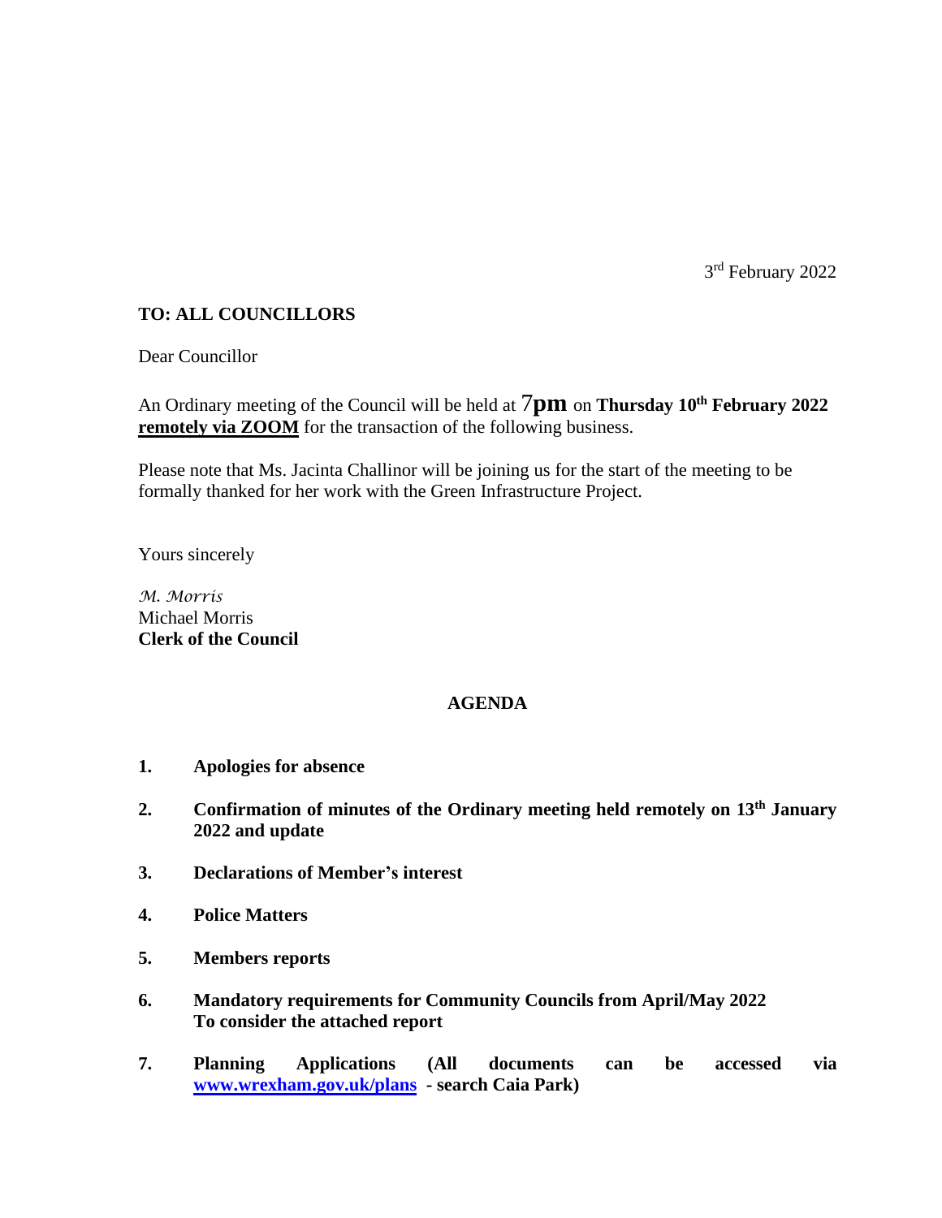3rd February 2022

**TO: ALL COUNCILLORS**

Dear Councillor

An Ordinary meeting of the Council will be held at 7**pm** on **Thursday 10th February 2022** **remotely via ZOOM** for the transaction of the following business.

Please note that Ms. Jacinta Challinor will be joining us for the start of the meeting to be formally thanked for her work with the Green Infrastructure Project.

Yours sincerely

*M. Morris*
Michael Morris
**Clerk of the Council**

## AGENDA

1. **Apologies for absence**

2. **Confirmation of minutes of the Ordinary meeting held remotely on 13th January 2022 and update**

3. **Declarations of Member's interest**

4. **Police Matters**

5. **Members reports**

6. **Mandatory requirements for Community Councils from April/May 2022**
   **To consider the attached report**

7. **Planning Applications (All documents can be accessed via [www.wrexham.gov.uk/plans](http://www.wrexham.gov.uk/plans) - search Caia Park)**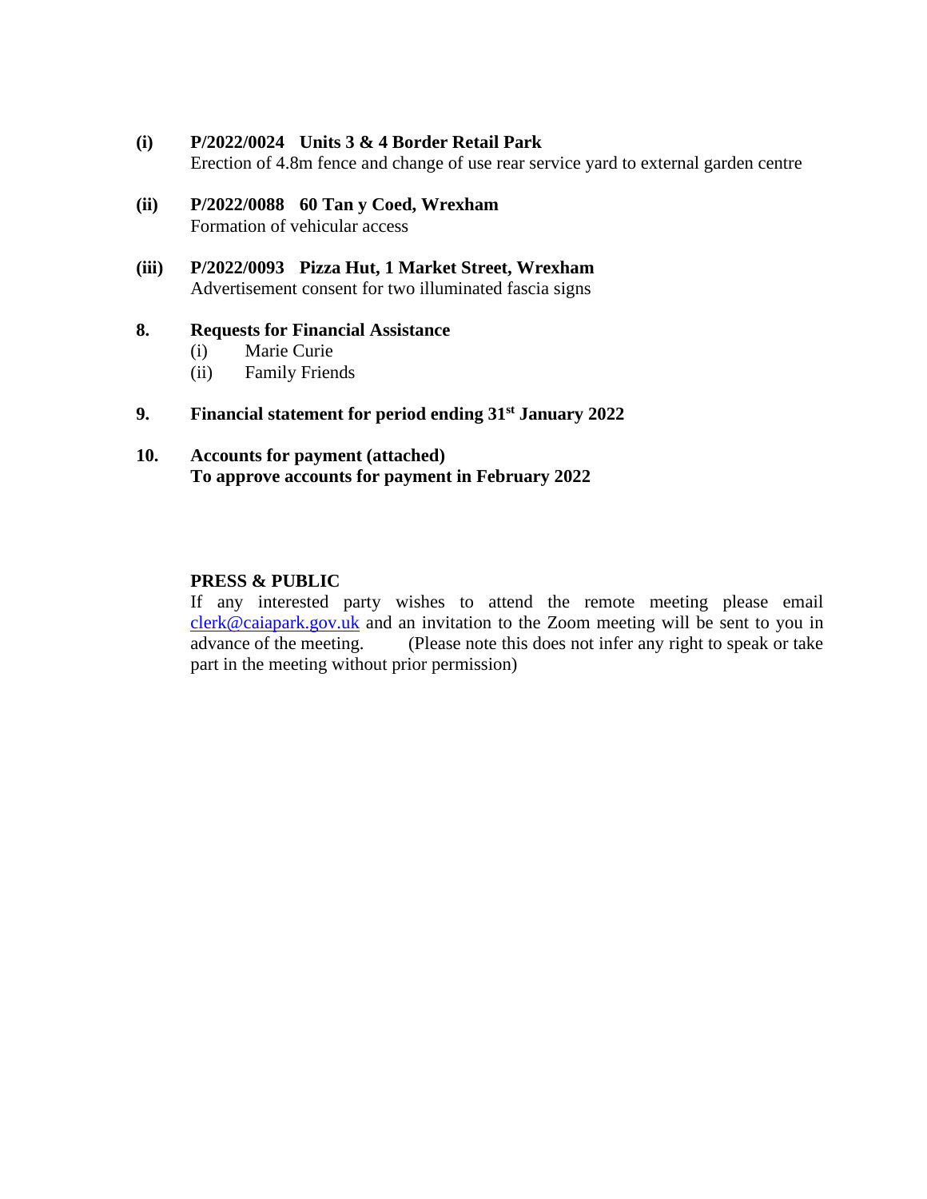**(i)** **P/2022/0024 Units 3 & 4 Border Retail Park**
Erection of 4.8m fence and change of use rear service yard to external garden centre

**(ii)** **P/2022/0088 60 Tan y Coed, Wrexham**
Formation of vehicular access

**(iii)** **P/2022/0093 Pizza Hut, 1 Market Street, Wrexham**
Advertisement consent for two illuminated fascia signs

**8.** **Requests for Financial Assistance**
(i) Marie Curie
(ii) Family Friends

**9.** **Financial statement for period ending 31st January 2022**

**10.** **Accounts for payment (attached)**
**To approve accounts for payment in February 2022**

**PRESS & PUBLIC**

If any interested party wishes to attend the remote meeting please email clerk@caiapark.gov.uk and an invitation to the Zoom meeting will be sent to you in advance of the meeting. (Please note this does not infer any right to speak or take part in the meeting without prior permission)